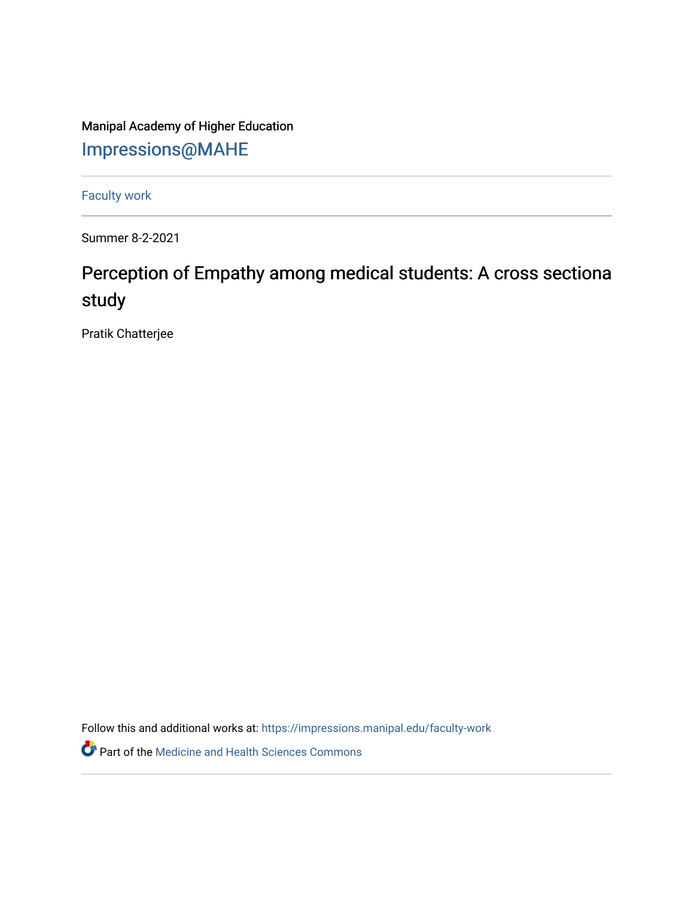Manipal Academy of Higher Education

[Impressions@MAHE](https://impressions.manipal.edu)

[Faculty work](https://impressions.manipal.edu/faculty-work)

Summer 8-2-2021

# Perception of Empathy among medical students: A cross sectiona study

Pratik Chatterjee

Follow this and additional works at: https://impressions.manipal.edu/faculty-work

Part of the Medicine and Health Sciences Commons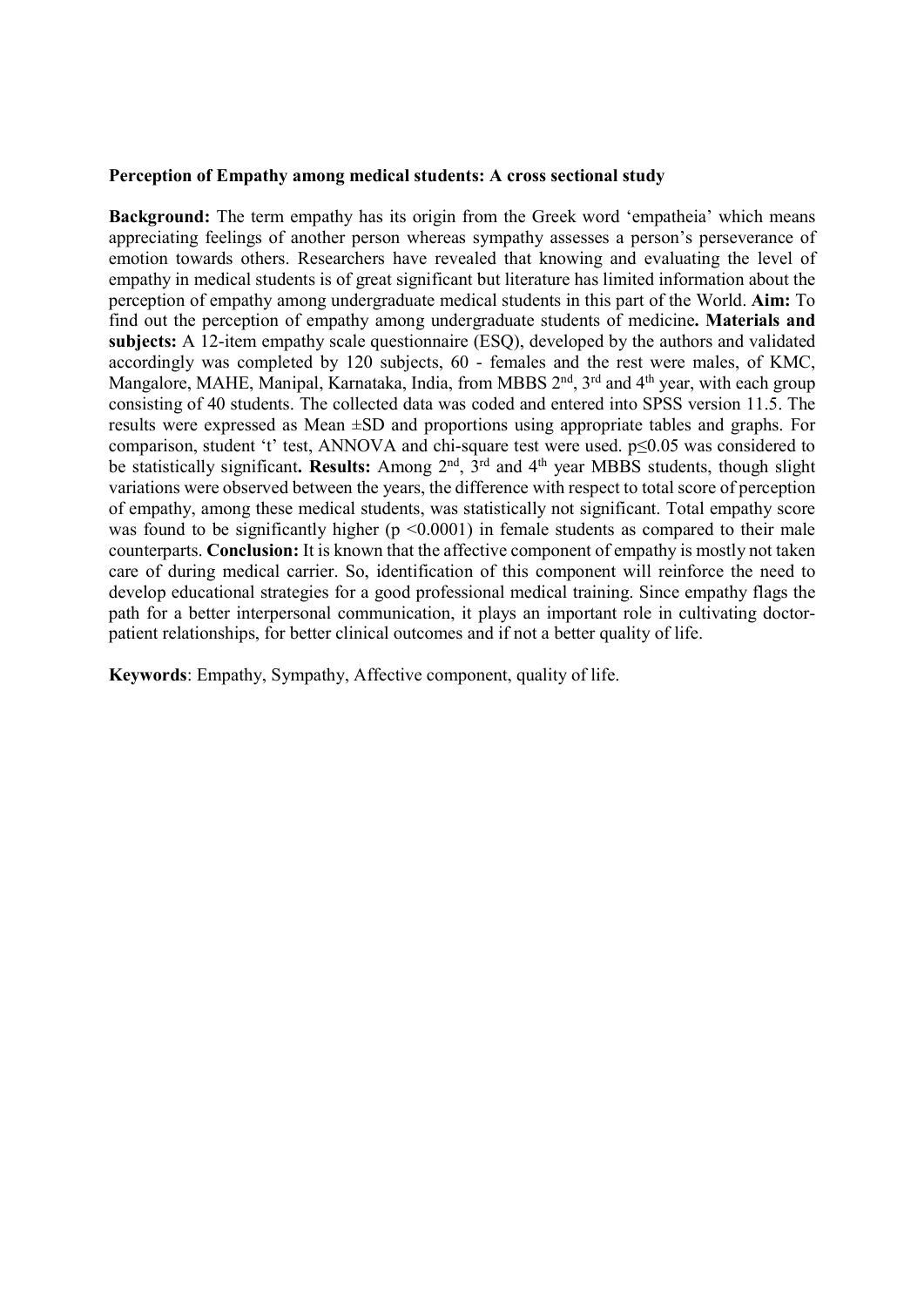**Perception of Empathy among medical students: A cross sectional study**

**Background:** The term empathy has its origin from the Greek word 'empatheia' which means appreciating feelings of another person whereas sympathy assesses a person's perseverance of emotion towards others. Researchers have revealed that knowing and evaluating the level of empathy in medical students is of great significant but literature has limited information about the perception of empathy among undergraduate medical students in this part of the World. **Aim:** To find out the perception of empathy among undergraduate students of medicine**. Materials and subjects:** A 12-item empathy scale questionnaire (ESQ), developed by the authors and validated accordingly was completed by 120 subjects, 60 - females and the rest were males, of KMC, Mangalore, MAHE, Manipal, Karnataka, India, from MBBS 2nd, 3rd and 4th year, with each group consisting of 40 students. The collected data was coded and entered into SPSS version 11.5. The results were expressed as Mean ±SD and proportions using appropriate tables and graphs. For comparison, student 't' test, ANNOVA and chi-square test were used. $p \leq 0.05$ was considered to be statistically significant**. Results:** Among 2nd, 3rd and 4th year MBBS students, though slight variations were observed between the years, the difference with respect to total score of perception of empathy, among these medical students, was statistically not significant. Total empathy score was found to be significantly higher ($p < 0.0001$) in female students as compared to their male counterparts. **Conclusion:** It is known that the affective component of empathy is mostly not taken care of during medical carrier. So, identification of this component will reinforce the need to develop educational strategies for a good professional medical training. Since empathy flags the path for a better interpersonal communication, it plays an important role in cultivating doctor-patient relationships, for better clinical outcomes and if not a better quality of life.

**Keywords**: Empathy, Sympathy, Affective component, quality of life.